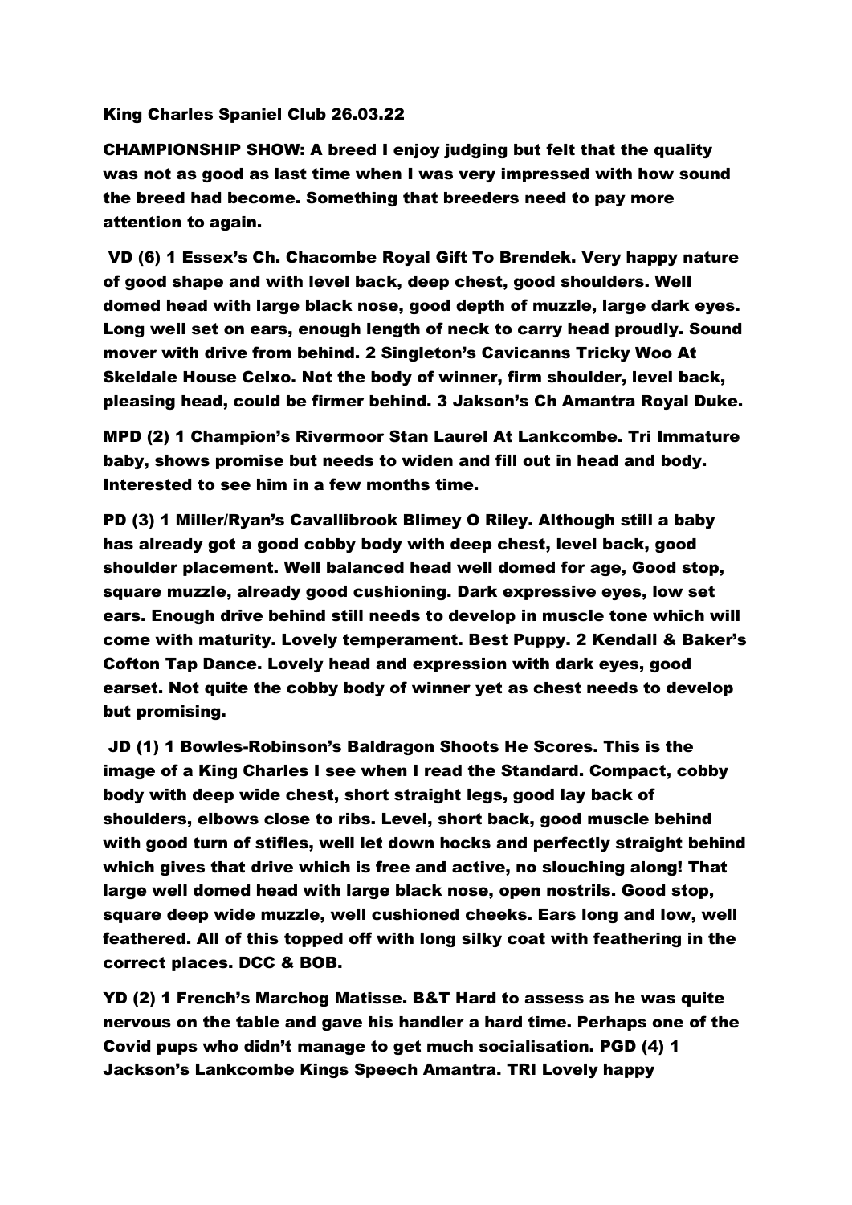**King Charles Spaniel Club 26.03.22**

**CHAMPIONSHIP SHOW: A breed I enjoy judging but felt that the quality was not as good as last time when I was very impressed with how sound the breed had become. Something that breeders need to pay more attention to again.**

**VD (6) 1 Essex's Ch. Chacombe Royal Gift To Brendek. Very happy nature of good shape and with level back, deep chest, good shoulders. Well domed head with large black nose, good depth of muzzle, large dark eyes. Long well set on ears, enough length of neck to carry head proudly. Sound mover with drive from behind. 2 Singleton's Cavicanns Tricky Woo At Skeldale House Celxo. Not the body of winner, firm shoulder, level back, pleasing head, could be firmer behind. 3 Jakson's Ch Amantra Royal Duke.**

**MPD (2) 1 Champion's Rivermoor Stan Laurel At Lankcombe. Tri Immature baby, shows promise but needs to widen and fill out in head and body. Interested to see him in a few months time.**

**PD (3) 1 Miller/Ryan's Cavallibrook Blimey O Riley. Although still a baby has already got a good cobby body with deep chest, level back, good shoulder placement. Well balanced head well domed for age, Good stop, square muzzle, already good cushioning. Dark expressive eyes, low set ears. Enough drive behind still needs to develop in muscle tone which will come with maturity. Lovely temperament. Best Puppy. 2 Kendall & Baker's Cofton Tap Dance. Lovely head and expression with dark eyes, good earset. Not quite the cobby body of winner yet as chest needs to develop but promising.**

**JD (1) 1 Bowles-Robinson's Baldragon Shoots He Scores. This is the image of a King Charles I see when I read the Standard. Compact, cobby body with deep wide chest, short straight legs, good lay back of shoulders, elbows close to ribs. Level, short back, good muscle behind with good turn of stifles, well let down hocks and perfectly straight behind which gives that drive which is free and active, no slouching along! That large well domed head with large black nose, open nostrils. Good stop, square deep wide muzzle, well cushioned cheeks. Ears long and low, well feathered. All of this topped off with long silky coat with feathering in the correct places. DCC & BOB.**

**YD (2) 1 French's Marchog Matisse. B&T Hard to assess as he was quite nervous on the table and gave his handler a hard time. Perhaps one of the Covid pups who didn't manage to get much socialisation. PGD (4) 1 Jackson's Lankcombe Kings Speech Amantra. TRI Lovely happy**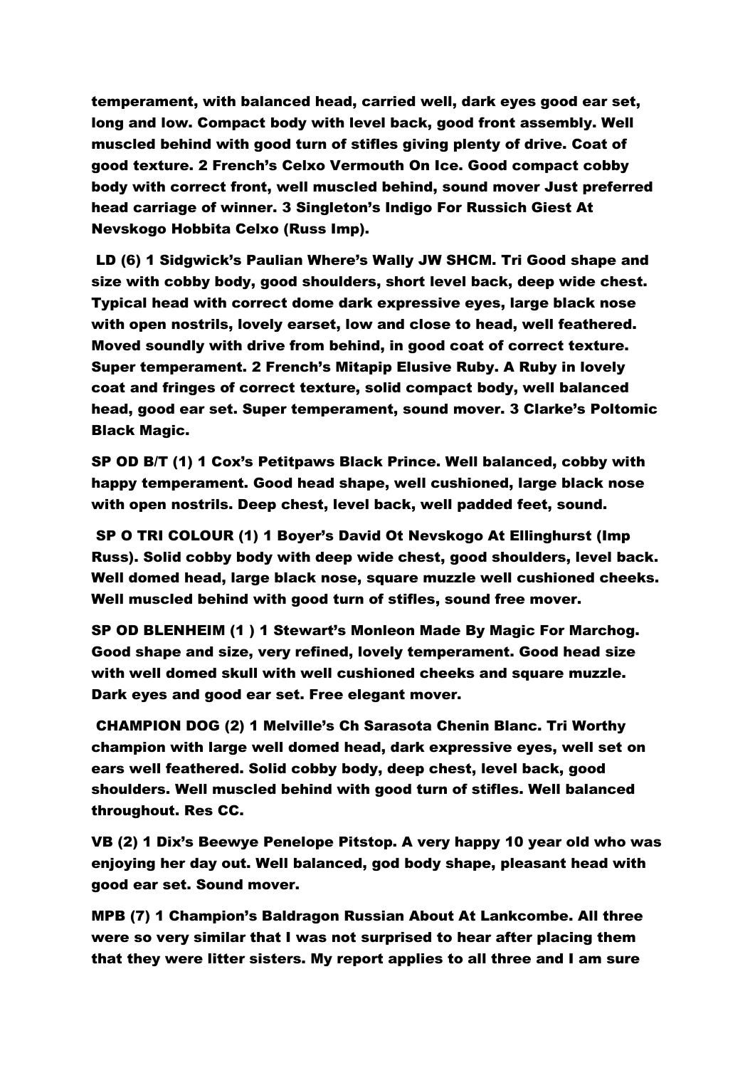**temperament, with balanced head, carried well, dark eyes good ear set, long and low. Compact body with level back, good front assembly. Well muscled behind with good turn of stifles giving plenty of drive. Coat of good texture. 2 French's Celxo Vermouth On Ice. Good compact cobby body with correct front, well muscled behind, sound mover Just preferred head carriage of winner. 3 Singleton's Indigo For Russich Giest At Nevskogo Hobbita Celxo (Russ Imp).**

**LD (6) 1 Sidgwick's Paulian Where's Wally JW SHCM. Tri Good shape and size with cobby body, good shoulders, short level back, deep wide chest. Typical head with correct dome dark expressive eyes, large black nose with open nostrils, lovely earset, low and close to head, well feathered. Moved soundly with drive from behind, in good coat of correct texture. Super temperament. 2 French's Mitapip Elusive Ruby. A Ruby in lovely coat and fringes of correct texture, solid compact body, well balanced head, good ear set. Super temperament, sound mover. 3 Clarke's Poltomic Black Magic.**

**SP OD B/T (1) 1 Cox's Petitpaws Black Prince. Well balanced, cobby with happy temperament. Good head shape, well cushioned, large black nose with open nostrils. Deep chest, level back, well padded feet, sound.**

**SP O TRI COLOUR (1) 1 Boyer's David Ot Nevskogo At Ellinghurst (Imp Russ). Solid cobby body with deep wide chest, good shoulders, level back. Well domed head, large black nose, square muzzle well cushioned cheeks. Well muscled behind with good turn of stifles, sound free mover.**

**SP OD BLENHEIM (1 ) 1 Stewart's Monleon Made By Magic For Marchog. Good shape and size, very refined, lovely temperament. Good head size with well domed skull with well cushioned cheeks and square muzzle. Dark eyes and good ear set. Free elegant mover.**

**CHAMPION DOG (2) 1 Melville's Ch Sarasota Chenin Blanc. Tri Worthy champion with large well domed head, dark expressive eyes, well set on ears well feathered. Solid cobby body, deep chest, level back, good shoulders. Well muscled behind with good turn of stifles. Well balanced throughout. Res CC.**

**VB (2) 1 Dix's Beewye Penelope Pitstop. A very happy 10 year old who was enjoying her day out. Well balanced, god body shape, pleasant head with good ear set. Sound mover.**

**MPB (7) 1 Champion's Baldragon Russian About At Lankcombe. All three were so very similar that I was not surprised to hear after placing them that they were litter sisters. My report applies to all three and I am sure**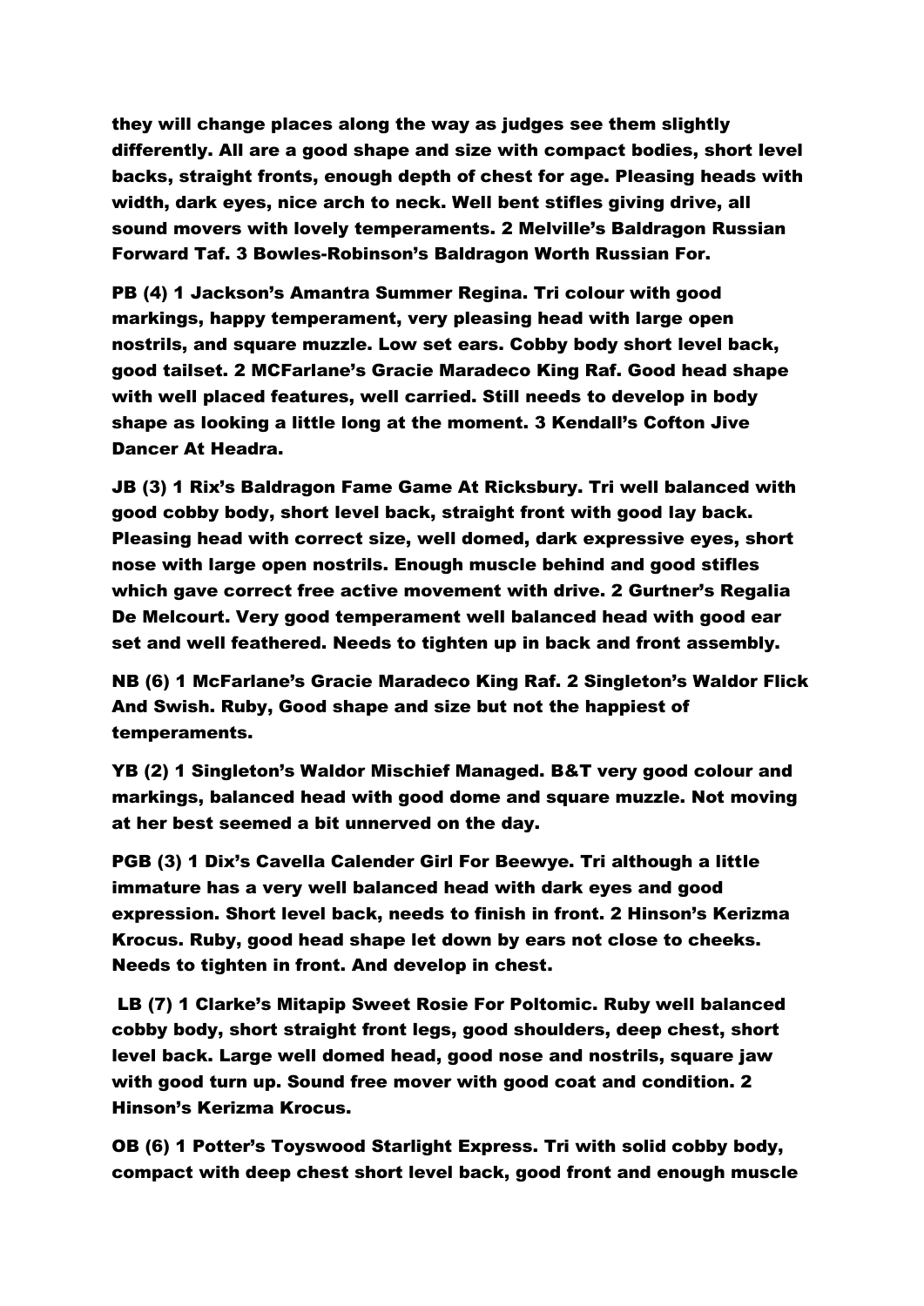**they will change places along the way as judges see them slightly differently. All are a good shape and size with compact bodies, short level backs, straight fronts, enough depth of chest for age. Pleasing heads with width, dark eyes, nice arch to neck. Well bent stifles giving drive, all sound movers with lovely temperaments. 2 Melville's Baldragon Russian Forward Taf. 3 Bowles-Robinson's Baldragon Worth Russian For.**

**PB (4) 1 Jackson's Amantra Summer Regina. Tri colour with good markings, happy temperament, very pleasing head with large open nostrils, and square muzzle. Low set ears. Cobby body short level back, good tailset. 2 MCFarlane's Gracie Maradeco King Raf. Good head shape with well placed features, well carried. Still needs to develop in body shape as looking a little long at the moment. 3 Kendall's Cofton Jive Dancer At Headra.**

**JB (3) 1 Rix's Baldragon Fame Game At Ricksbury. Tri well balanced with good cobby body, short level back, straight front with good lay back. Pleasing head with correct size, well domed, dark expressive eyes, short nose with large open nostrils. Enough muscle behind and good stifles which gave correct free active movement with drive. 2 Gurtner's Regalia De Melcourt. Very good temperament well balanced head with good ear set and well feathered. Needs to tighten up in back and front assembly.**

**NB (6) 1 McFarlane's Gracie Maradeco King Raf. 2 Singleton's Waldor Flick And Swish. Ruby, Good shape and size but not the happiest of temperaments.**

**YB (2) 1 Singleton's Waldor Mischief Managed. B&T very good colour and markings, balanced head with good dome and square muzzle. Not moving at her best seemed a bit unnerved on the day.**

**PGB (3) 1 Dix's Cavella Calender Girl For Beewye. Tri although a little immature has a very well balanced head with dark eyes and good expression. Short level back, needs to finish in front. 2 Hinson's Kerizma Krocus. Ruby, good head shape let down by ears not close to cheeks. Needs to tighten in front. And develop in chest.**

**LB (7) 1 Clarke's Mitapip Sweet Rosie For Poltomic. Ruby well balanced cobby body, short straight front legs, good shoulders, deep chest, short level back. Large well domed head, good nose and nostrils, square jaw with good turn up. Sound free mover with good coat and condition. 2 Hinson's Kerizma Krocus.**

**OB (6) 1 Potter's Toyswood Starlight Express. Tri with solid cobby body, compact with deep chest short level back, good front and enough muscle**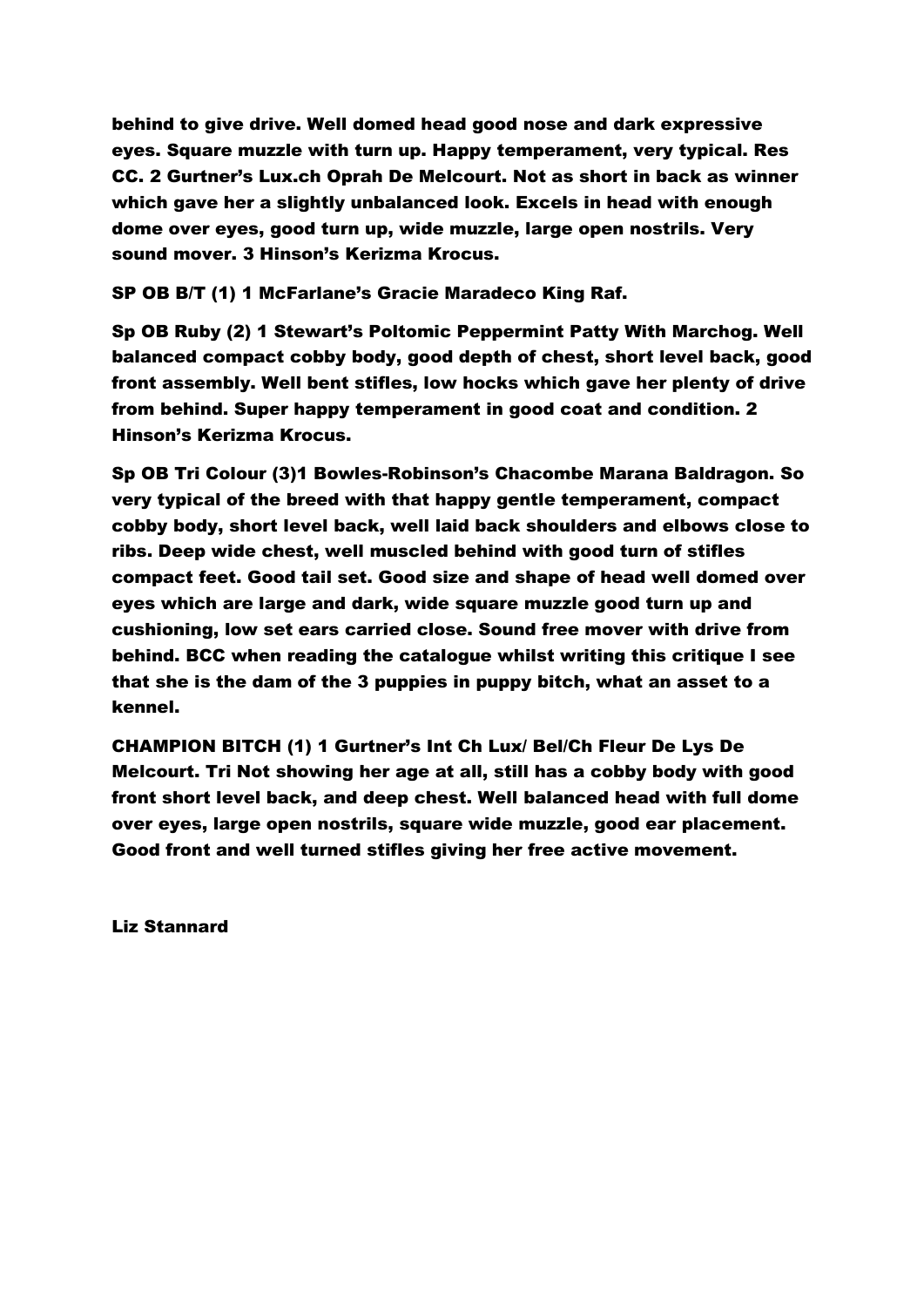**behind to give drive. Well domed head good nose and dark expressive eyes. Square muzzle with turn up. Happy temperament, very typical. Res CC. 2 Gurtner's Lux.ch Oprah De Melcourt. Not as short in back as winner which gave her a slightly unbalanced look. Excels in head with enough dome over eyes, good turn up, wide muzzle, large open nostrils. Very sound mover. 3 Hinson's Kerizma Krocus.**

**SP OB B/T (1) 1 McFarlane's Gracie Maradeco King Raf.**

**Sp OB Ruby (2) 1 Stewart's Poltomic Peppermint Patty With Marchog. Well balanced compact cobby body, good depth of chest, short level back, good front assembly. Well bent stifles, low hocks which gave her plenty of drive from behind. Super happy temperament in good coat and condition. 2 Hinson's Kerizma Krocus.**

**Sp OB Tri Colour (3)1 Bowles-Robinson's Chacombe Marana Baldragon. So very typical of the breed with that happy gentle temperament, compact cobby body, short level back, well laid back shoulders and elbows close to ribs. Deep wide chest, well muscled behind with good turn of stifles compact feet. Good tail set. Good size and shape of head well domed over eyes which are large and dark, wide square muzzle good turn up and cushioning, low set ears carried close. Sound free mover with drive from behind. BCC when reading the catalogue whilst writing this critique I see that she is the dam of the 3 puppies in puppy bitch, what an asset to a kennel.**

**CHAMPION BITCH (1) 1 Gurtner's Int Ch Lux/ Bel/Ch Fleur De Lys De Melcourt. Tri Not showing her age at all, still has a cobby body with good front short level back, and deep chest. Well balanced head with full dome over eyes, large open nostrils, square wide muzzle, good ear placement. Good front and well turned stifles giving her free active movement.**

**Liz Stannard**